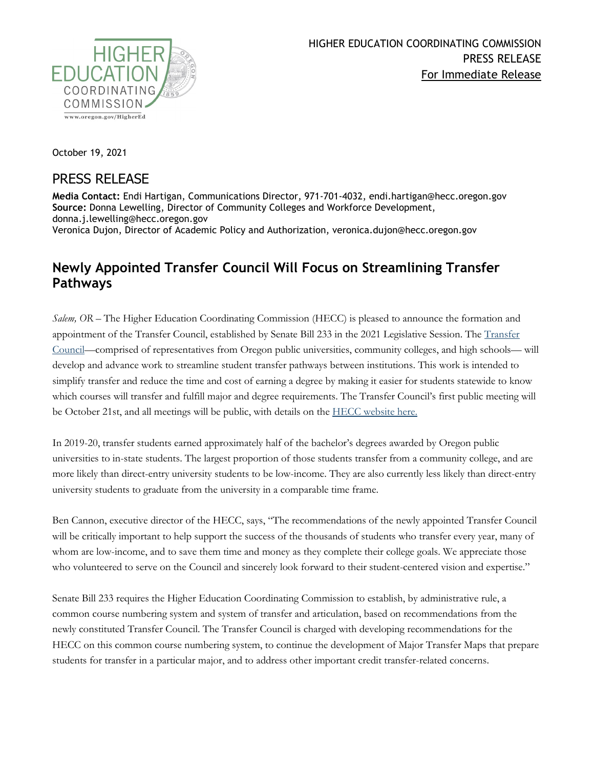HIGHER EDUCATION COORDINATING COMMISSION
PRESS RELEASE
For Immediate Release

October 19, 2021

## PRESS RELEASE

**Media Contact:** Endi Hartigan, Communications Director, 971-701-4032, endi.hartigan@hecc.oregon.gov
**Source:** Donna Lewelling, Director of Community Colleges and Workforce Development, donna.j.lewelling@hecc.oregon.gov
Veronica Dujon, Director of Academic Policy and Authorization, veronica.dujon@hecc.oregon.gov

# Newly Appointed Transfer Council Will Focus on Streamlining Transfer Pathways

*Salem, OR* – The Higher Education Coordinating Commission (HECC) is pleased to announce the formation and appointment of the Transfer Council, established by Senate Bill 233 in the 2021 Legislative Session. The Transfer Council—comprised of representatives from Oregon public universities, community colleges, and high schools— will develop and advance work to streamline student transfer pathways between institutions. This work is intended to simplify transfer and reduce the time and cost of earning a degree by making it easier for students statewide to know which courses will transfer and fulfill major and degree requirements. The Transfer Council's first public meeting will be October 21st, and all meetings will be public, with details on the HECC website here.

In 2019-20, transfer students earned approximately half of the bachelor's degrees awarded by Oregon public universities to in-state students. The largest proportion of those students transfer from a community college, and are more likely than direct-entry university students to be low-income. They are also currently less likely than direct-entry university students to graduate from the university in a comparable time frame.

Ben Cannon, executive director of the HECC, says, "The recommendations of the newly appointed Transfer Council will be critically important to help support the success of the thousands of students who transfer every year, many of whom are low-income, and to save them time and money as they complete their college goals. We appreciate those who volunteered to serve on the Council and sincerely look forward to their student-centered vision and expertise."

Senate Bill 233 requires the Higher Education Coordinating Commission to establish, by administrative rule, a common course numbering system and system of transfer and articulation, based on recommendations from the newly constituted Transfer Council. The Transfer Council is charged with developing recommendations for the HECC on this common course numbering system, to continue the development of Major Transfer Maps that prepare students for transfer in a particular major, and to address other important credit transfer-related concerns.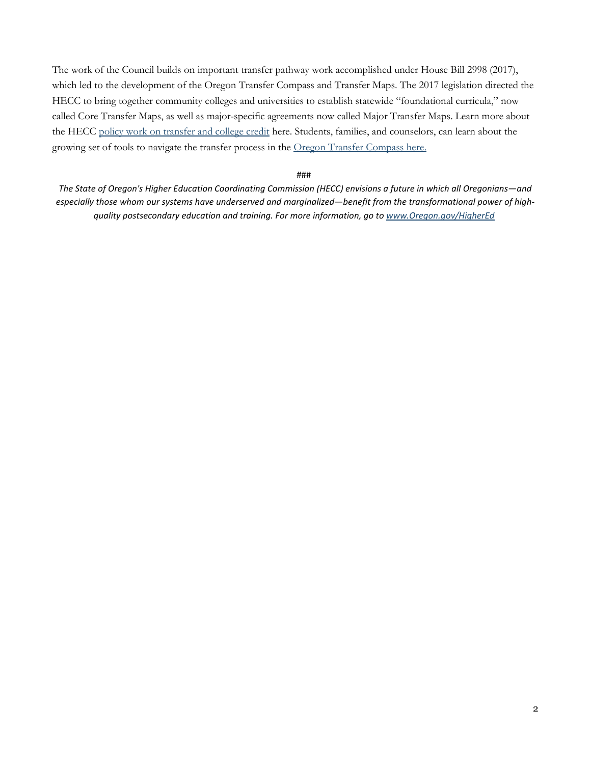The work of the Council builds on important transfer pathway work accomplished under House Bill 2998 (2017), which led to the development of the Oregon Transfer Compass and Transfer Maps. The 2017 legislation directed the HECC to bring together community colleges and universities to establish statewide "foundational curricula," now called Core Transfer Maps, as well as major-specific agreements now called Major Transfer Maps. Learn more about the HECC policy work on transfer and college credit here. Students, families, and counselors, can learn about the growing set of tools to navigate the transfer process in the Oregon Transfer Compass here.

###

*The State of Oregon's Higher Education Coordinating Commission (HECC) envisions a future in which all Oregonians—and especially those whom our systems have underserved and marginalized—benefit from the transformational power of high-quality postsecondary education and training. For more information, go to www.Oregon.gov/HigherEd*